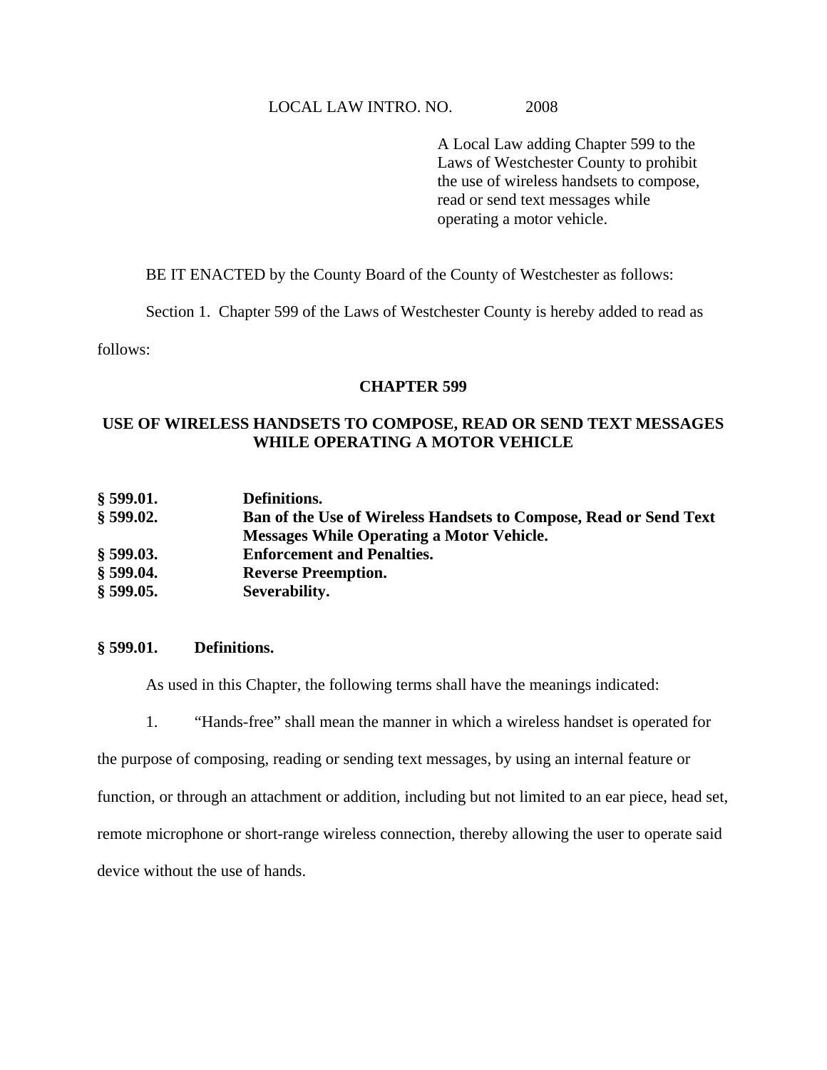LOCAL LAW INTRO. NO. 2008

A Local Law adding Chapter 599 to the Laws of Westchester County to prohibit the use of wireless handsets to compose, read or send text messages while operating a motor vehicle.

BE IT ENACTED by the County Board of the County of Westchester as follows:

Section 1. Chapter 599 of the Laws of Westchester County is hereby added to read as follows:

## CHAPTER 599

## USE OF WIRELESS HANDSETS TO COMPOSE, READ OR SEND TEXT MESSAGES WHILE OPERATING A MOTOR VEHICLE

| | |
|---|---|
| **§ 599.01.** | **Definitions.** |
| **§ 599.02.** | **Ban of the Use of Wireless Handsets to Compose, Read or Send Text Messages While Operating a Motor Vehicle.** |
| **§ 599.03.** | **Enforcement and Penalties.** |
| **§ 599.04.** | **Reverse Preemption.** |
| **§ 599.05.** | **Severability.** |

### § 599.01. Definitions.

As used in this Chapter, the following terms shall have the meanings indicated:

1. "Hands-free" shall mean the manner in which a wireless handset is operated for the purpose of composing, reading or sending text messages, by using an internal feature or function, or through an attachment or addition, including but not limited to an ear piece, head set, remote microphone or short-range wireless connection, thereby allowing the user to operate said device without the use of hands.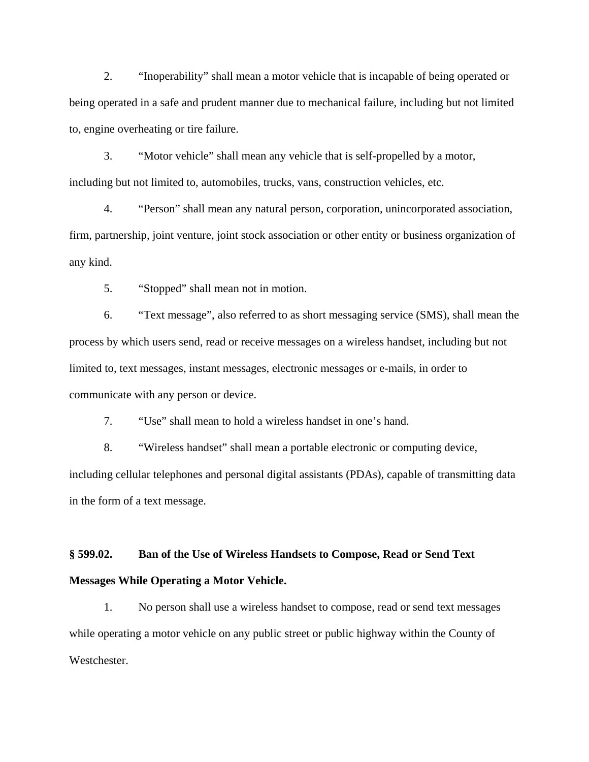2. “Inoperability” shall mean a motor vehicle that is incapable of being operated or being operated in a safe and prudent manner due to mechanical failure, including but not limited to, engine overheating or tire failure.

3. “Motor vehicle” shall mean any vehicle that is self-propelled by a motor, including but not limited to, automobiles, trucks, vans, construction vehicles, etc.

4. “Person” shall mean any natural person, corporation, unincorporated association, firm, partnership, joint venture, joint stock association or other entity or business organization of any kind.

5. “Stopped” shall mean not in motion.

6. “Text message”, also referred to as short messaging service (SMS), shall mean the process by which users send, read or receive messages on a wireless handset, including but not limited to, text messages, instant messages, electronic messages or e-mails, in order to communicate with any person or device.

7. “Use” shall mean to hold a wireless handset in one’s hand.

8. “Wireless handset” shall mean a portable electronic or computing device, including cellular telephones and personal digital assistants (PDAs), capable of transmitting data in the form of a text message.

**§ 599.02. Ban of the Use of Wireless Handsets to Compose, Read or Send Text Messages While Operating a Motor Vehicle.**

1. No person shall use a wireless handset to compose, read or send text messages while operating a motor vehicle on any public street or public highway within the County of Westchester.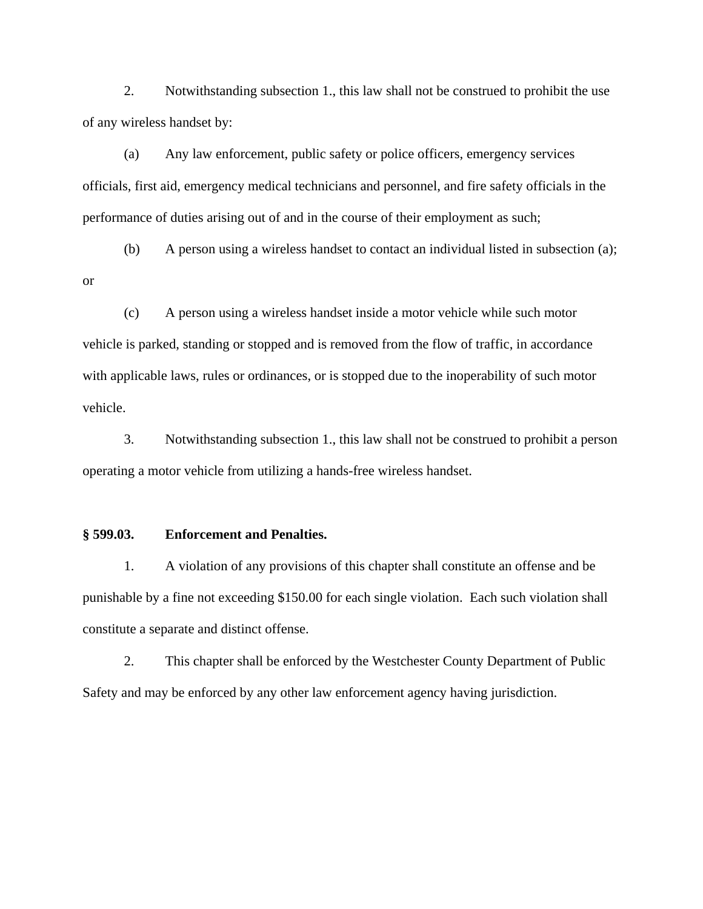2. Notwithstanding subsection 1., this law shall not be construed to prohibit the use of any wireless handset by:

(a) Any law enforcement, public safety or police officers, emergency services officials, first aid, emergency medical technicians and personnel, and fire safety officials in the performance of duties arising out of and in the course of their employment as such;

(b) A person using a wireless handset to contact an individual listed in subsection (a); or

(c) A person using a wireless handset inside a motor vehicle while such motor vehicle is parked, standing or stopped and is removed from the flow of traffic, in accordance with applicable laws, rules or ordinances, or is stopped due to the inoperability of such motor vehicle.

3. Notwithstanding subsection 1., this law shall not be construed to prohibit a person operating a motor vehicle from utilizing a hands-free wireless handset.

**§ 599.03. Enforcement and Penalties.**

1. A violation of any provisions of this chapter shall constitute an offense and be punishable by a fine not exceeding $150.00 for each single violation. Each such violation shall constitute a separate and distinct offense.

2. This chapter shall be enforced by the Westchester County Department of Public Safety and may be enforced by any other law enforcement agency having jurisdiction.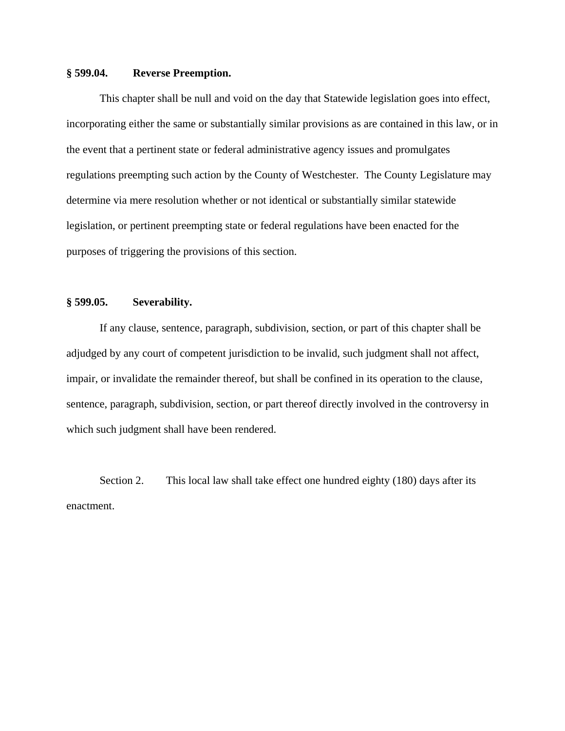**§ 599.04. Reverse Preemption.**

This chapter shall be null and void on the day that Statewide legislation goes into effect, incorporating either the same or substantially similar provisions as are contained in this law, or in the event that a pertinent state or federal administrative agency issues and promulgates regulations preempting such action by the County of Westchester. The County Legislature may determine via mere resolution whether or not identical or substantially similar statewide legislation, or pertinent preempting state or federal regulations have been enacted for the purposes of triggering the provisions of this section.

**§ 599.05. Severability.**

If any clause, sentence, paragraph, subdivision, section, or part of this chapter shall be adjudged by any court of competent jurisdiction to be invalid, such judgment shall not affect, impair, or invalidate the remainder thereof, but shall be confined in its operation to the clause, sentence, paragraph, subdivision, section, or part thereof directly involved in the controversy in which such judgment shall have been rendered.

Section 2. This local law shall take effect one hundred eighty (180) days after its enactment.